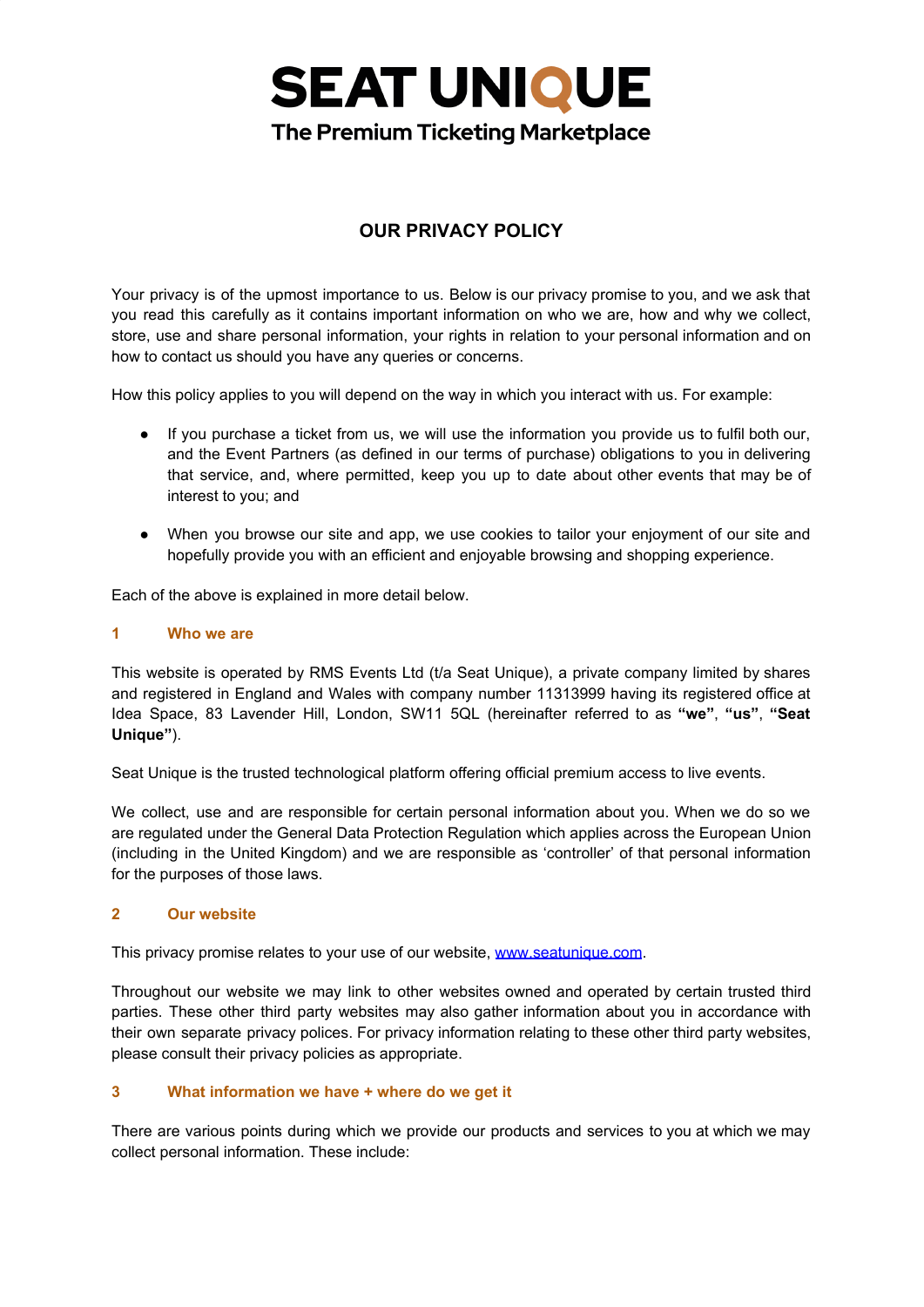# SEAT UNIQUE

**The Premium Ticketing Marketplace**

## OUR PRIVACY POLICY

Your privacy is of the upmost importance to us. Below is our privacy promise to you, and we ask that you read this carefully as it contains important information on who we are, how and why we collect, store, use and share personal information, your rights in relation to your personal information and on how to contact us should you have any queries or concerns.

How this policy applies to you will depend on the way in which you interact with us. For example:

- If you purchase a ticket from us, we will use the information you provide us to fulfil both our, and the Event Partners (as defined in our terms of purchase) obligations to you in delivering that service, and, where permitted, keep you up to date about other events that may be of interest to you; and
- When you browse our site and app, we use cookies to tailor your enjoyment of our site and hopefully provide you with an efficient and enjoyable browsing and shopping experience.

Each of the above is explained in more detail below.

### 1 Who we are

This website is operated by RMS Events Ltd (t/a Seat Unique), a private company limited by shares and registered in England and Wales with company number 11313999 having its registered office at Idea Space, 83 Lavender Hill, London, SW11 5QL (hereinafter referred to as **"we"**, **"us"**, **"Seat Unique"**).

Seat Unique is the trusted technological platform offering official premium access to live events.

We collect, use and are responsible for certain personal information about you. When we do so we are regulated under the General Data Protection Regulation which applies across the European Union (including in the United Kingdom) and we are responsible as 'controller' of that personal information for the purposes of those laws.

### 2 Our website

This privacy promise relates to your use of our website, [www.seatunique.com](www.seatunique.com).

Throughout our website we may link to other websites owned and operated by certain trusted third parties. These other third party websites may also gather information about you in accordance with their own separate privacy polices. For privacy information relating to these other third party websites, please consult their privacy policies as appropriate.

### 3 What information we have + where do we get it

There are various points during which we provide our products and services to you at which we may collect personal information. These include: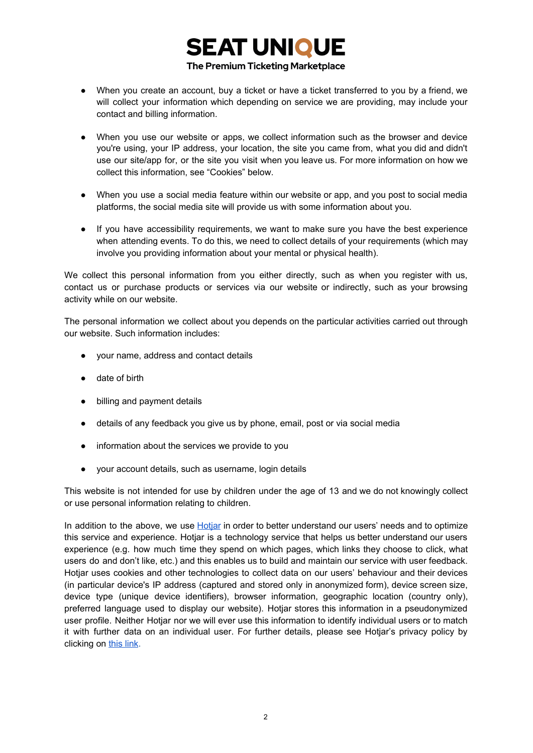- When you create an account, buy a ticket or have a ticket transferred to you by a friend, we will collect your information which depending on service we are providing, may include your contact and billing information.

- When you use our website or apps, we collect information such as the browser and device you're using, your IP address, your location, the site you came from, what you did and didn't use our site/app for, or the site you visit when you leave us. For more information on how we collect this information, see "Cookies" below.

- When you use a social media feature within our website or app, and you post to social media platforms, the social media site will provide us with some information about you.

- If you have accessibility requirements, we want to make sure you have the best experience when attending events. To do this, we need to collect details of your requirements (which may involve you providing information about your mental or physical health).

We collect this personal information from you either directly, such as when you register with us, contact us or purchase products or services via our website or indirectly, such as your browsing activity while on our website.

The personal information we collect about you depends on the particular activities carried out through our website. Such information includes:

- your name, address and contact details

- date of birth

- billing and payment details

- details of any feedback you give us by phone, email, post or via social media

- information about the services we provide to you

- your account details, such as username, login details

This website is not intended for use by children under the age of 13 and we do not knowingly collect or use personal information relating to children.

In addition to the above, we use Hotjar in order to better understand our users' needs and to optimize this service and experience. Hotjar is a technology service that helps us better understand our users experience (e.g. how much time they spend on which pages, which links they choose to click, what users do and don't like, etc.) and this enables us to build and maintain our service with user feedback. Hotjar uses cookies and other technologies to collect data on our users' behaviour and their devices (in particular device's IP address (captured and stored only in anonymized form), device screen size, device type (unique device identifiers), browser information, geographic location (country only), preferred language used to display our website). Hotjar stores this information in a pseudonymized user profile. Neither Hotjar nor we will ever use this information to identify individual users or to match it with further data on an individual user. For further details, please see Hotjar's privacy policy by clicking on this link.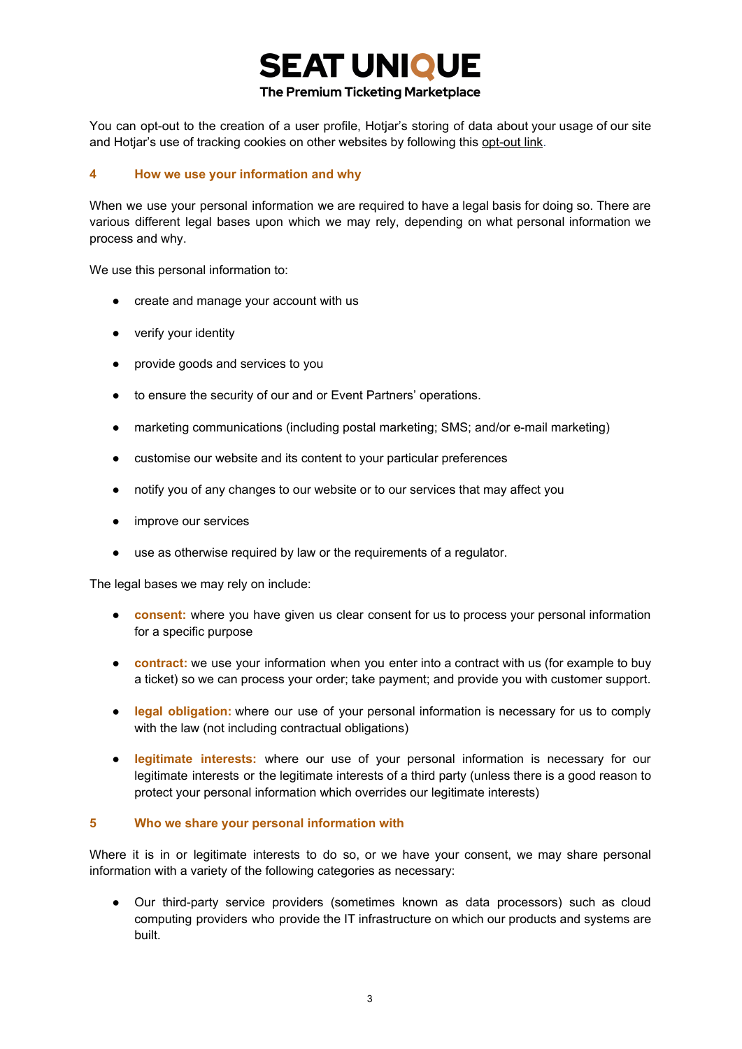You can opt-out to the creation of a user profile, Hotjar's storing of data about your usage of our site and Hotjar's use of tracking cookies on other websites by following this opt-out link.

## 4 How we use your information and why

When we use your personal information we are required to have a legal basis for doing so. There are various different legal bases upon which we may rely, depending on what personal information we process and why.

We use this personal information to:

- create and manage your account with us
- verify your identity
- provide goods and services to you
- to ensure the security of our and or Event Partners' operations.
- marketing communications (including postal marketing; SMS; and/or e-mail marketing)
- customise our website and its content to your particular preferences
- notify you of any changes to our website or to our services that may affect you
- improve our services
- use as otherwise required by law or the requirements of a regulator.

The legal bases we may rely on include:

- **consent:** where you have given us clear consent for us to process your personal information for a specific purpose
- **contract:** we use your information when you enter into a contract with us (for example to buy a ticket) so we can process your order; take payment; and provide you with customer support.
- **legal obligation:** where our use of your personal information is necessary for us to comply with the law (not including contractual obligations)
- **legitimate interests:** where our use of your personal information is necessary for our legitimate interests or the legitimate interests of a third party (unless there is a good reason to protect your personal information which overrides our legitimate interests)

## 5 Who we share your personal information with

Where it is in or legitimate interests to do so, or we have your consent, we may share personal information with a variety of the following categories as necessary:

- Our third-party service providers (sometimes known as data processors) such as cloud computing providers who provide the IT infrastructure on which our products and systems are built.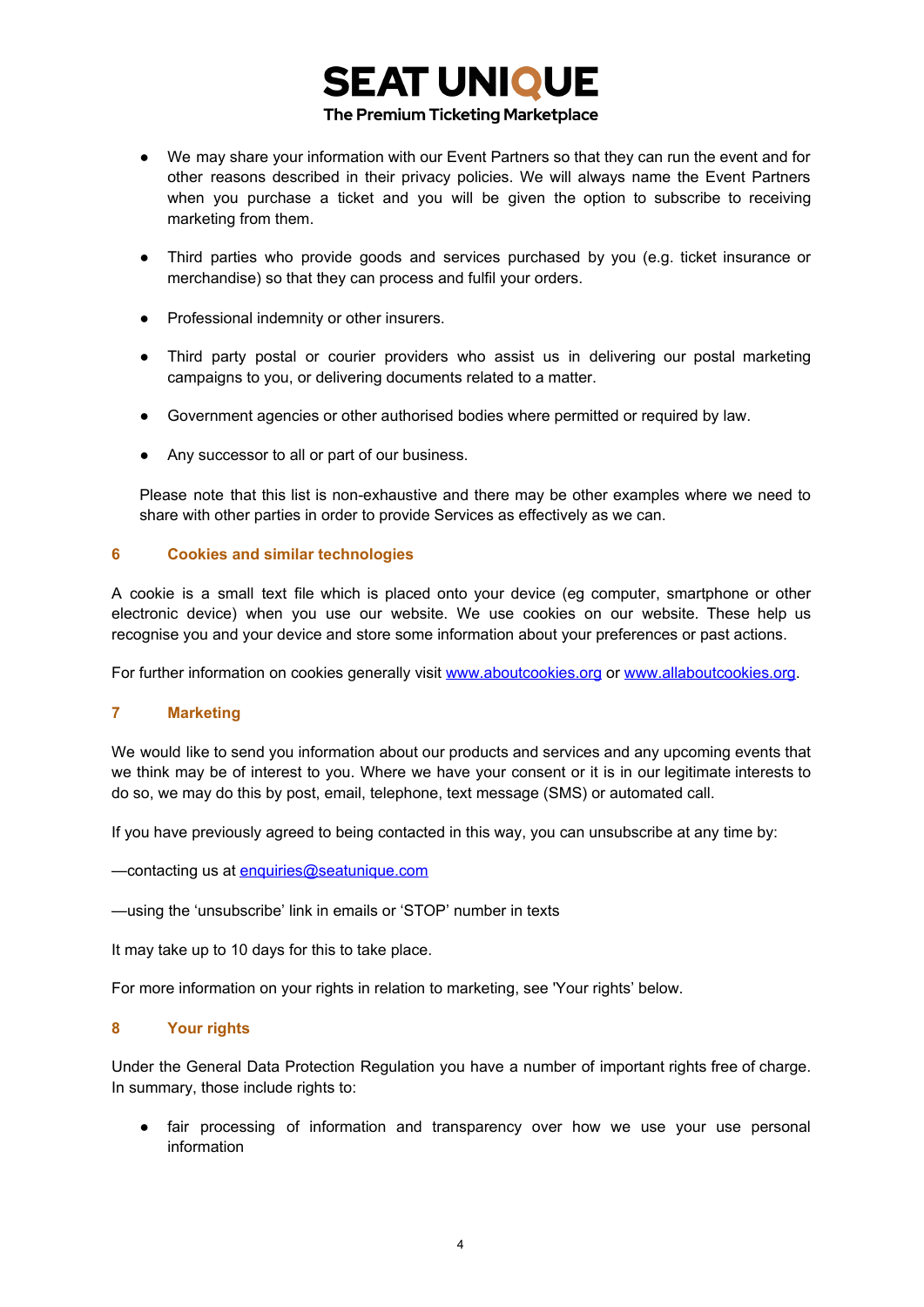- We may share your information with our Event Partners so that they can run the event and for other reasons described in their privacy policies. We will always name the Event Partners when you purchase a ticket and you will be given the option to subscribe to receiving marketing from them.

- Third parties who provide goods and services purchased by you (e.g. ticket insurance or merchandise) so that they can process and fulfil your orders.

- Professional indemnity or other insurers.

- Third party postal or courier providers who assist us in delivering our postal marketing campaigns to you, or delivering documents related to a matter.

- Government agencies or other authorised bodies where permitted or required by law.

- Any successor to all or part of our business.

Please note that this list is non-exhaustive and there may be other examples where we need to share with other parties in order to provide Services as effectively as we can.

## 6 Cookies and similar technologies

A cookie is a small text file which is placed onto your device (eg computer, smartphone or other electronic device) when you use our website. We use cookies on our website. These help us recognise you and your device and store some information about your preferences or past actions.

For further information on cookies generally visit [www.aboutcookies.org](http://www.aboutcookies.org) or [www.allaboutcookies.org](http://www.allaboutcookies.org).

## 7 Marketing

We would like to send you information about our products and services and any upcoming events that we think may be of interest to you. Where we have your consent or it is in our legitimate interests to do so, we may do this by post, email, telephone, text message (SMS) or automated call.

If you have previously agreed to being contacted in this way, you can unsubscribe at any time by:

—contacting us at [enquiries@seatunique.com](mailto:enquiries@seatunique.com)

—using the 'unsubscribe' link in emails or 'STOP' number in texts

It may take up to 10 days for this to take place.

For more information on your rights in relation to marketing, see 'Your rights' below.

## 8 Your rights

Under the General Data Protection Regulation you have a number of important rights free of charge. In summary, those include rights to:

- fair processing of information and transparency over how we use your use personal information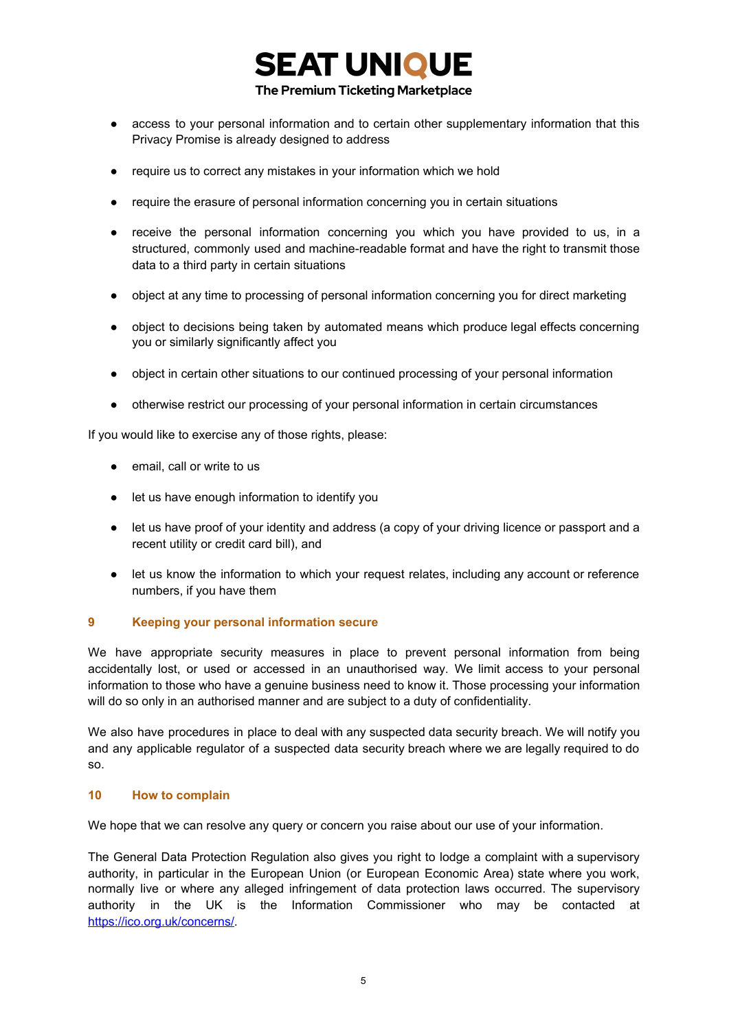- access to your personal information and to certain other supplementary information that this Privacy Promise is already designed to address
- require us to correct any mistakes in your information which we hold
- require the erasure of personal information concerning you in certain situations
- receive the personal information concerning you which you have provided to us, in a structured, commonly used and machine-readable format and have the right to transmit those data to a third party in certain situations
- object at any time to processing of personal information concerning you for direct marketing
- object to decisions being taken by automated means which produce legal effects concerning you or similarly significantly affect you
- object in certain other situations to our continued processing of your personal information
- otherwise restrict our processing of your personal information in certain circumstances

If you would like to exercise any of those rights, please:

- email, call or write to us
- let us have enough information to identify you
- let us have proof of your identity and address (a copy of your driving licence or passport and a recent utility or credit card bill), and
- let us know the information to which your request relates, including any account or reference numbers, if you have them

## 9 Keeping your personal information secure

We have appropriate security measures in place to prevent personal information from being accidentally lost, or used or accessed in an unauthorised way. We limit access to your personal information to those who have a genuine business need to know it. Those processing your information will do so only in an authorised manner and are subject to a duty of confidentiality.

We also have procedures in place to deal with any suspected data security breach. We will notify you and any applicable regulator of a suspected data security breach where we are legally required to do so.

## 10 How to complain

We hope that we can resolve any query or concern you raise about our use of your information.

The General Data Protection Regulation also gives you right to lodge a complaint with a supervisory authority, in particular in the European Union (or European Economic Area) state where you work, normally live or where any alleged infringement of data protection laws occurred. The supervisory authority in the UK is the Information Commissioner who may be contacted at [https://ico.org.uk/concerns/](https://ico.org.uk/concerns/).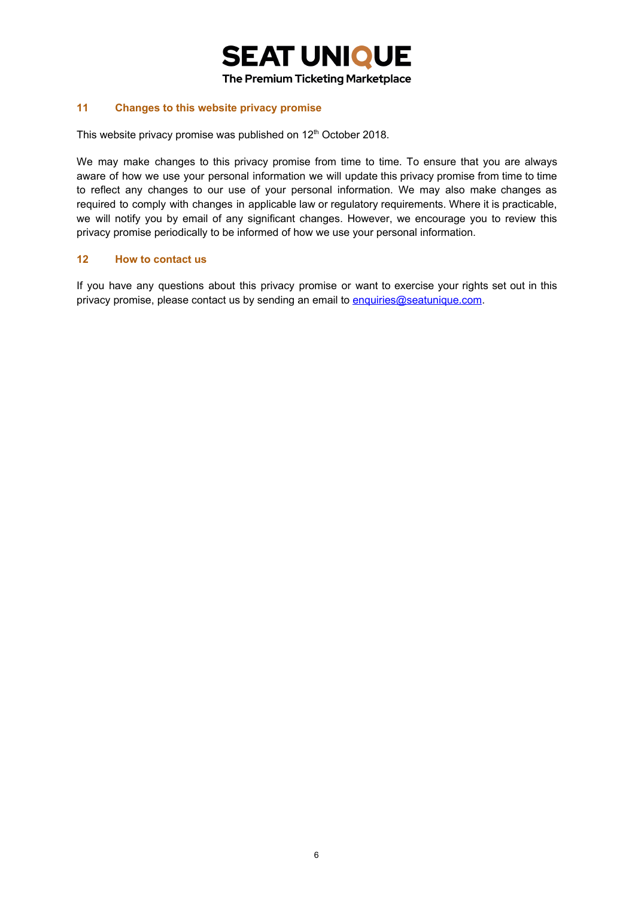## 11 Changes to this website privacy promise

This website privacy promise was published on 12th October 2018.

We may make changes to this privacy promise from time to time. To ensure that you are always aware of how we use your personal information we will update this privacy promise from time to time to reflect any changes to our use of your personal information. We may also make changes as required to comply with changes in applicable law or regulatory requirements. Where it is practicable, we will notify you by email of any significant changes. However, we encourage you to review this privacy promise periodically to be informed of how we use your personal information.

## 12 How to contact us

If you have any questions about this privacy promise or want to exercise your rights set out in this privacy promise, please contact us by sending an email to enquiries@seatunique.com.